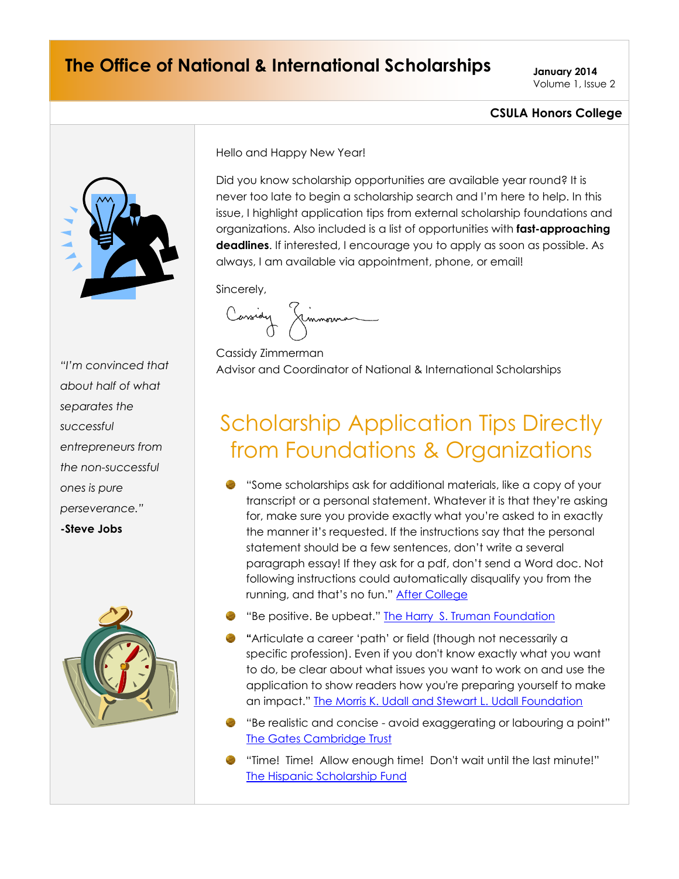# The Office of National & International Scholarships

January 2014
Volume 1, Issue 2

**CSULA Honors College**

*"I'm convinced that about half of what separates the successful entrepreneurs from the non-successful ones is pure perseverance."*

**-Steve Jobs**

Hello and Happy New Year!

Did you know scholarship opportunities are available year round? It is never too late to begin a scholarship search and I'm here to help. In this issue, I highlight application tips from external scholarship foundations and organizations. Also included is a list of opportunities with **fast-approaching deadlines**. If interested, I encourage you to apply as soon as possible. As always, I am available via appointment, phone, or email!

Sincerely,

Cassidy Zimmerman
Advisor and Coordinator of National & International Scholarships

## Scholarship Application Tips Directly from Foundations & Organizations

- "Some scholarships ask for additional materials, like a copy of your transcript or a personal statement. Whatever it is that they're asking for, make sure you provide exactly what you're asked to in exactly the manner it's requested. If the instructions say that the personal statement should be a few sentences, don't write a several paragraph essay! If they ask for a pdf, don't send a Word doc. Not following instructions could automatically disqualify you from the running, and that's no fun." After College
- "Be positive. Be upbeat." The Harry S. Truman Foundation
- "Articulate a career 'path' or field (though not necessarily a specific profession). Even if you don't know exactly what you want to do, be clear about what issues you want to work on and use the application to show readers how you're preparing yourself to make an impact." The Morris K. Udall and Stewart L. Udall Foundation
- "Be realistic and concise - avoid exaggerating or labouring a point" The Gates Cambridge Trust
- "Time! Time! Allow enough time! Don't wait until the last minute!" The Hispanic Scholarship Fund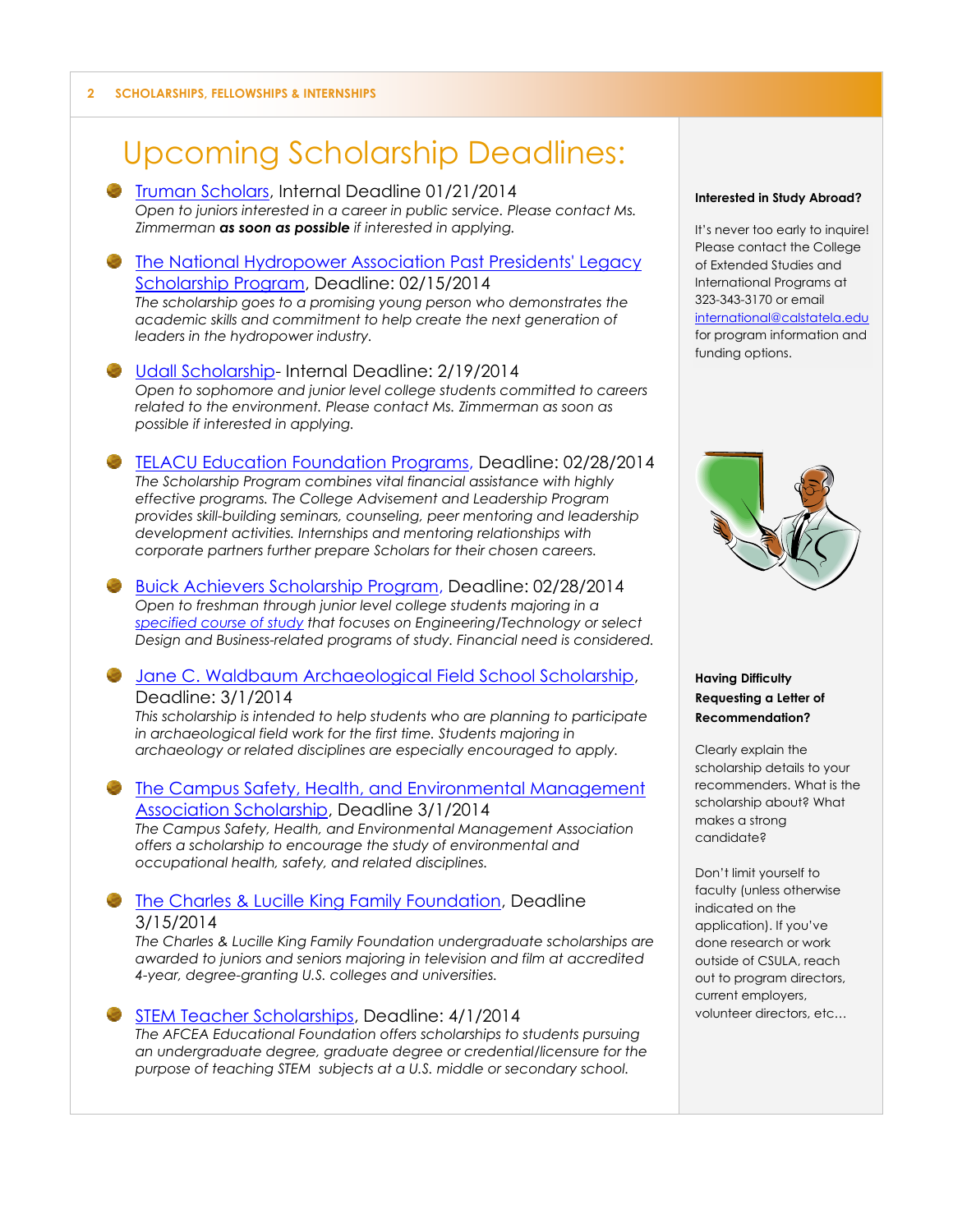# Upcoming Scholarship Deadlines:

- Truman Scholars, Internal Deadline 01/21/2014
  *Open to juniors interested in a career in public service. Please contact Ms. Zimmerman **as soon as possible** if interested in applying.*

- The National Hydropower Association Past Presidents' Legacy Scholarship Program, Deadline: 02/15/2014
  *The scholarship goes to a promising young person who demonstrates the academic skills and commitment to help create the next generation of leaders in the hydropower industry.*

- Udall Scholarship- Internal Deadline: 2/19/2014
  *Open to sophomore and junior level college students committed to careers related to the environment. Please contact Ms. Zimmerman as soon as possible if interested in applying.*

- TELACU Education Foundation Programs, Deadline: 02/28/2014
  *The Scholarship Program combines vital financial assistance with highly effective programs. The College Advisement and Leadership Program provides skill-building seminars, counseling, peer mentoring and leadership development activities. Internships and mentoring relationships with corporate partners further prepare Scholars for their chosen careers.*

- Buick Achievers Scholarship Program, Deadline: 02/28/2014
  *Open to freshman through junior level college students majoring in a specified course of study that focuses on Engineering/Technology or select Design and Business-related programs of study. Financial need is considered.*

- Jane C. Waldbaum Archaeological Field School Scholarship, Deadline: 3/1/2014
  *This scholarship is intended to help students who are planning to participate in archaeological field work for the first time. Students majoring in archaeology or related disciplines are especially encouraged to apply.*

- The Campus Safety, Health, and Environmental Management Association Scholarship, Deadline 3/1/2014
  *The Campus Safety, Health, and Environmental Management Association offers a scholarship to encourage the study of environmental and occupational health, safety, and related disciplines.*

- The Charles & Lucille King Family Foundation, Deadline 3/15/2014
  *The Charles & Lucille King Family Foundation undergraduate scholarships are awarded to juniors and seniors majoring in television and film at accredited 4-year, degree-granting U.S. colleges and universities.*

- STEM Teacher Scholarships, Deadline: 4/1/2014
  *The AFCEA Educational Foundation offers scholarships to students pursuing an undergraduate degree, graduate degree or credential/licensure for the purpose of teaching STEM subjects at a U.S. middle or secondary school.*

**Interested in Study Abroad?**

It's never too early to inquire! Please contact the College of Extended Studies and International Programs at 323-343-3170 or email international@calstatela.edu for program information and funding options.

**Having Difficulty Requesting a Letter of Recommendation?**

Clearly explain the scholarship details to your recommenders. What is the scholarship about? What makes a strong candidate?

Don't limit yourself to faculty (unless otherwise indicated on the application). If you've done research or work outside of CSULA, reach out to program directors, current employers, volunteer directors, etc…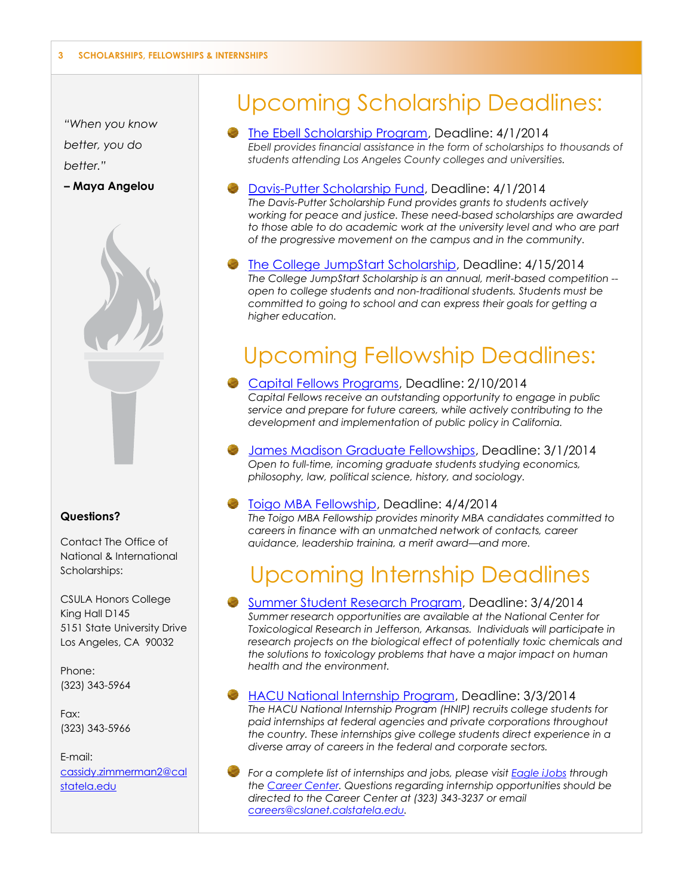*"When you know better, you do better."*

**– Maya Angelou**

**Questions?**

Contact The Office of National & International Scholarships:

CSULA Honors College
King Hall D145
5151 State University Drive
Los Angeles, CA 90032

Phone:
(323) 343-5964

Fax:
(323) 343-5966

E-mail:
cassidy.zimmerman2@calstatela.edu

# Upcoming Scholarship Deadlines:

- The Ebell Scholarship Program, Deadline: 4/1/2014
  *Ebell provides financial assistance in the form of scholarships to thousands of students attending Los Angeles County colleges and universities.*

- Davis-Putter Scholarship Fund, Deadline: 4/1/2014
  *The Davis-Putter Scholarship Fund provides grants to students actively working for peace and justice. These need-based scholarships are awarded to those able to do academic work at the university level and who are part of the progressive movement on the campus and in the community.*

- The College JumpStart Scholarship, Deadline: 4/15/2014
  *The College JumpStart Scholarship is an annual, merit-based competition -- open to college students and non-traditional students. Students must be committed to going to school and can express their goals for getting a higher education.*

# Upcoming Fellowship Deadlines:

- Capital Fellows Programs, Deadline: 2/10/2014
  *Capital Fellows receive an outstanding opportunity to engage in public service and prepare for future careers, while actively contributing to the development and implementation of public policy in California.*

- James Madison Graduate Fellowships, Deadline: 3/1/2014
  *Open to full-time, incoming graduate students studying economics, philosophy, law, political science, history, and sociology.*

- Toigo MBA Fellowship, Deadline: 4/4/2014
  *The Toigo MBA Fellowship provides minority MBA candidates committed to careers in finance with an unmatched network of contacts, career guidance, leadership training, a merit award—and more.*

# Upcoming Internship Deadlines

- Summer Student Research Program, Deadline: 3/4/2014
  *Summer research opportunities are available at the National Center for Toxicological Research in Jefferson, Arkansas. Individuals will participate in research projects on the biological effect of potentially toxic chemicals and the solutions to toxicology problems that have a major impact on human health and the environment.*

- HACU National Internship Program, Deadline: 3/3/2014
  *The HACU National Internship Program (HNIP) recruits college students for paid internships at federal agencies and private corporations throughout the country. These internships give college students direct experience in a diverse array of careers in the federal and corporate sectors.*

- *For a complete list of internships and jobs, please visit Eagle iJobs through the Career Center. Questions regarding internship opportunities should be directed to the Career Center at (323) 343-3237 or email careers@cslanet.calstatela.edu.*